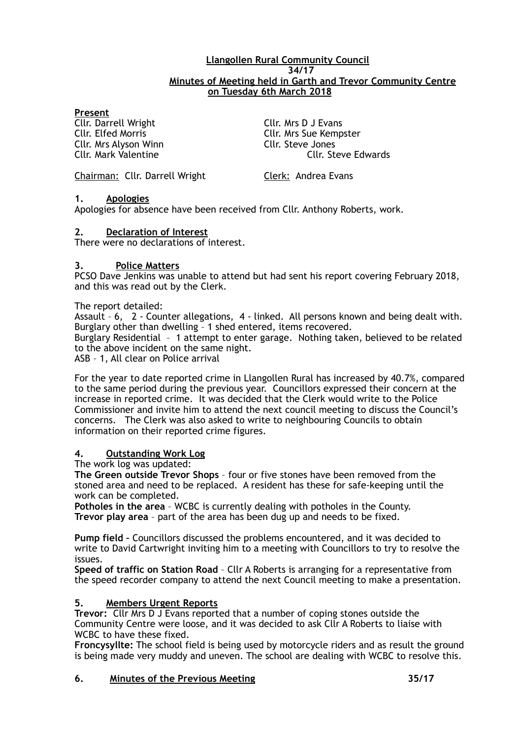# Llangollen Rural Community Council

**34/17**

## Minutes of Meeting held in Garth and Trevor Community Centre on Tuesday 6th March 2018

**Present**

Cllr. Darrell Wright
Cllr. Elfed Morris
Cllr. Mrs Alyson Winn
Cllr. Mark Valentine
Cllr. Mrs D J Evans
Cllr. Mrs Sue Kempster
Cllr. Steve Jones
Cllr. Steve Edwards

Chairman: Cllr. Darrell Wright
Clerk: Andrea Evans

### 1. Apologies

Apologies for absence have been received from Cllr. Anthony Roberts, work.

### 2. Declaration of Interest

There were no declarations of interest.

### 3. Police Matters

PCSO Dave Jenkins was unable to attend but had sent his report covering February 2018, and this was read out by the Clerk.

The report detailed:

Assault – 6, 2 - Counter allegations, 4 - linked. All persons known and being dealt with.
Burglary other than dwelling – 1 shed entered, items recovered.
Burglary Residential – 1 attempt to enter garage. Nothing taken, believed to be related to the above incident on the same night.
ASB – 1, All clear on Police arrival

For the year to date reported crime in Llangollen Rural has increased by 40.7%, compared to the same period during the previous year. Councillors expressed their concern at the increase in reported crime. It was decided that the Clerk would write to the Police Commissioner and invite him to attend the next council meeting to discuss the Council's concerns. The Clerk was also asked to write to neighbouring Councils to obtain information on their reported crime figures.

### 4. Outstanding Work Log

The work log was updated:

**The Green outside Trevor Shops** – four or five stones have been removed from the stoned area and need to be replaced. A resident has these for safe-keeping until the work can be completed.
**Potholes in the area** – WCBC is currently dealing with potholes in the County.
**Trevor play area** – part of the area has been dug up and needs to be fixed.

**Pump field –** Councillors discussed the problems encountered, and it was decided to write to David Cartwright inviting him to a meeting with Councillors to try to resolve the issues.
**Speed of traffic on Station Road** – Cllr A Roberts is arranging for a representative from the speed recorder company to attend the next Council meeting to make a presentation.

### 5. Members Urgent Reports

**Trevor:** Cllr Mrs D J Evans reported that a number of coping stones outside the Community Centre were loose, and it was decided to ask Cllr A Roberts to liaise with WCBC to have these fixed.
**Froncysyllte:** The school field is being used by motorcycle riders and as result the ground is being made very muddy and uneven. The school are dealing with WCBC to resolve this.

### 6. Minutes of the Previous Meeting

**35/17**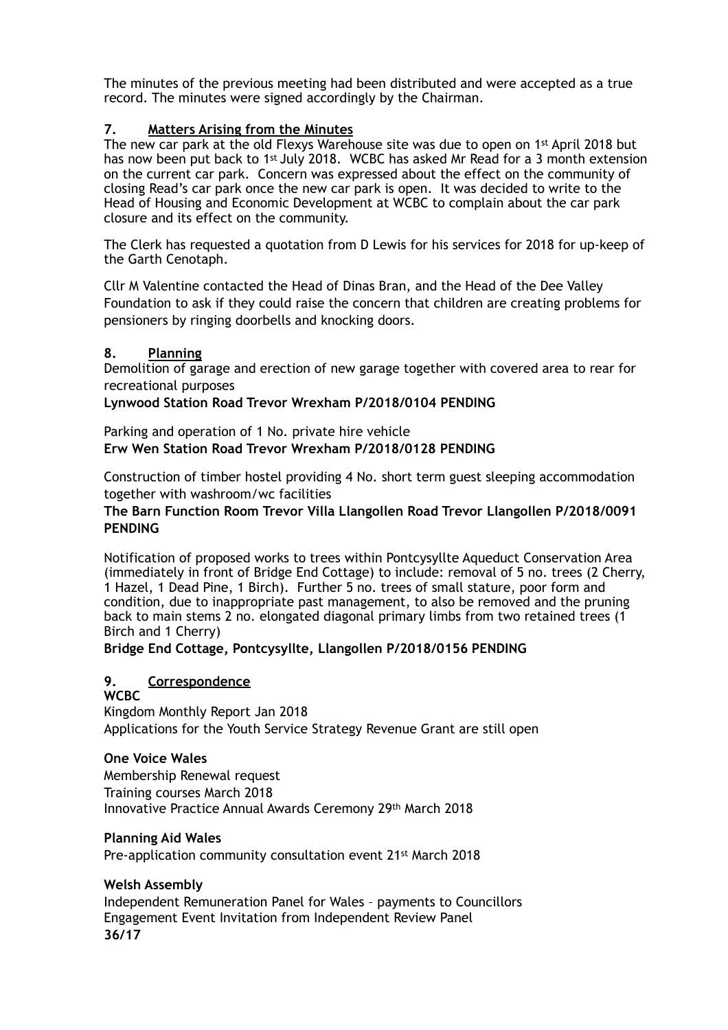The minutes of the previous meeting had been distributed and were accepted as a true record. The minutes were signed accordingly by the Chairman.

## 7. Matters Arising from the Minutes

The new car park at the old Flexys Warehouse site was due to open on 1st April 2018 but has now been put back to 1st July 2018. WCBC has asked Mr Read for a 3 month extension on the current car park. Concern was expressed about the effect on the community of closing Read's car park once the new car park is open. It was decided to write to the Head of Housing and Economic Development at WCBC to complain about the car park closure and its effect on the community.

The Clerk has requested a quotation from D Lewis for his services for 2018 for up-keep of the Garth Cenotaph.

Cllr M Valentine contacted the Head of Dinas Bran, and the Head of the Dee Valley Foundation to ask if they could raise the concern that children are creating problems for pensioners by ringing doorbells and knocking doors.

## 8. Planning

Demolition of garage and erection of new garage together with covered area to rear for recreational purposes
**Lynwood Station Road Trevor Wrexham P/2018/0104 PENDING**

Parking and operation of 1 No. private hire vehicle
**Erw Wen Station Road Trevor Wrexham P/2018/0128 PENDING**

Construction of timber hostel providing 4 No. short term guest sleeping accommodation together with washroom/wc facilities
**The Barn Function Room Trevor Villa Llangollen Road Trevor Llangollen P/2018/0091 PENDING**

Notification of proposed works to trees within Pontcysyllte Aqueduct Conservation Area (immediately in front of Bridge End Cottage) to include: removal of 5 no. trees (2 Cherry, 1 Hazel, 1 Dead Pine, 1 Birch). Further 5 no. trees of small stature, poor form and condition, due to inappropriate past management, to also be removed and the pruning back to main stems 2 no. elongated diagonal primary limbs from two retained trees (1 Birch and 1 Cherry)
**Bridge End Cottage, Pontcysyllte, Llangollen P/2018/0156 PENDING**

## 9. Correspondence

**WCBC**
Kingdom Monthly Report Jan 2018
Applications for the Youth Service Strategy Revenue Grant are still open

**One Voice Wales**
Membership Renewal request
Training courses March 2018
Innovative Practice Annual Awards Ceremony 29th March 2018

**Planning Aid Wales**
Pre-application community consultation event 21st March 2018

**Welsh Assembly**
Independent Remuneration Panel for Wales – payments to Councillors
Engagement Event Invitation from Independent Review Panel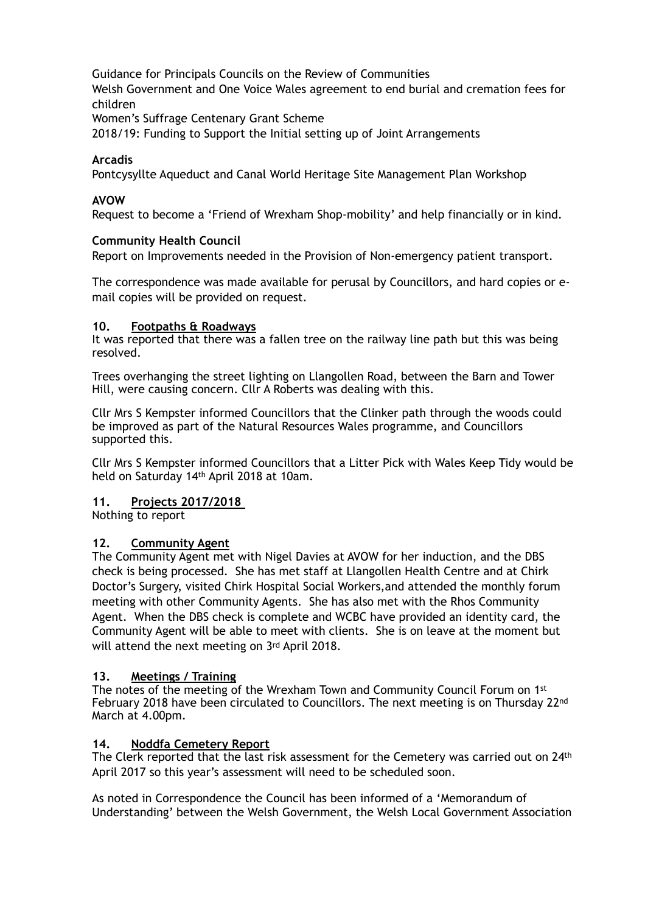Guidance for Principals Councils on the Review of Communities
Welsh Government and One Voice Wales agreement to end burial and cremation fees for children
Women's Suffrage Centenary Grant Scheme
2018/19: Funding to Support the Initial setting up of Joint Arrangements

**Arcadis**
Pontcysyllte Aqueduct and Canal World Heritage Site Management Plan Workshop

**AVOW**
Request to become a 'Friend of Wrexham Shop-mobility' and help financially or in kind.

**Community Health Council**
Report on Improvements needed in the Provision of Non-emergency patient transport.

The correspondence was made available for perusal by Councillors, and hard copies or e-mail copies will be provided on request.

**10. Footpaths & Roadways**
It was reported that there was a fallen tree on the railway line path but this was being resolved.

Trees overhanging the street lighting on Llangollen Road, between the Barn and Tower Hill, were causing concern. Cllr A Roberts was dealing with this.

Cllr Mrs S Kempster informed Councillors that the Clinker path through the woods could be improved as part of the Natural Resources Wales programme, and Councillors supported this.

Cllr Mrs S Kempster informed Councillors that a Litter Pick with Wales Keep Tidy would be held on Saturday 14th April 2018 at 10am.

**11. Projects 2017/2018**
Nothing to report

**12. Community Agent**
The Community Agent met with Nigel Davies at AVOW for her induction, and the DBS check is being processed. She has met staff at Llangollen Health Centre and at Chirk Doctor's Surgery, visited Chirk Hospital Social Workers,and attended the monthly forum meeting with other Community Agents. She has also met with the Rhos Community Agent. When the DBS check is complete and WCBC have provided an identity card, the Community Agent will be able to meet with clients. She is on leave at the moment but will attend the next meeting on 3rd April 2018.

**13. Meetings / Training**
The notes of the meeting of the Wrexham Town and Community Council Forum on 1st February 2018 have been circulated to Councillors. The next meeting is on Thursday 22nd March at 4.00pm.

**14. Noddfa Cemetery Report**
The Clerk reported that the last risk assessment for the Cemetery was carried out on 24th April 2017 so this year's assessment will need to be scheduled soon.

As noted in Correspondence the Council has been informed of a 'Memorandum of Understanding' between the Welsh Government, the Welsh Local Government Association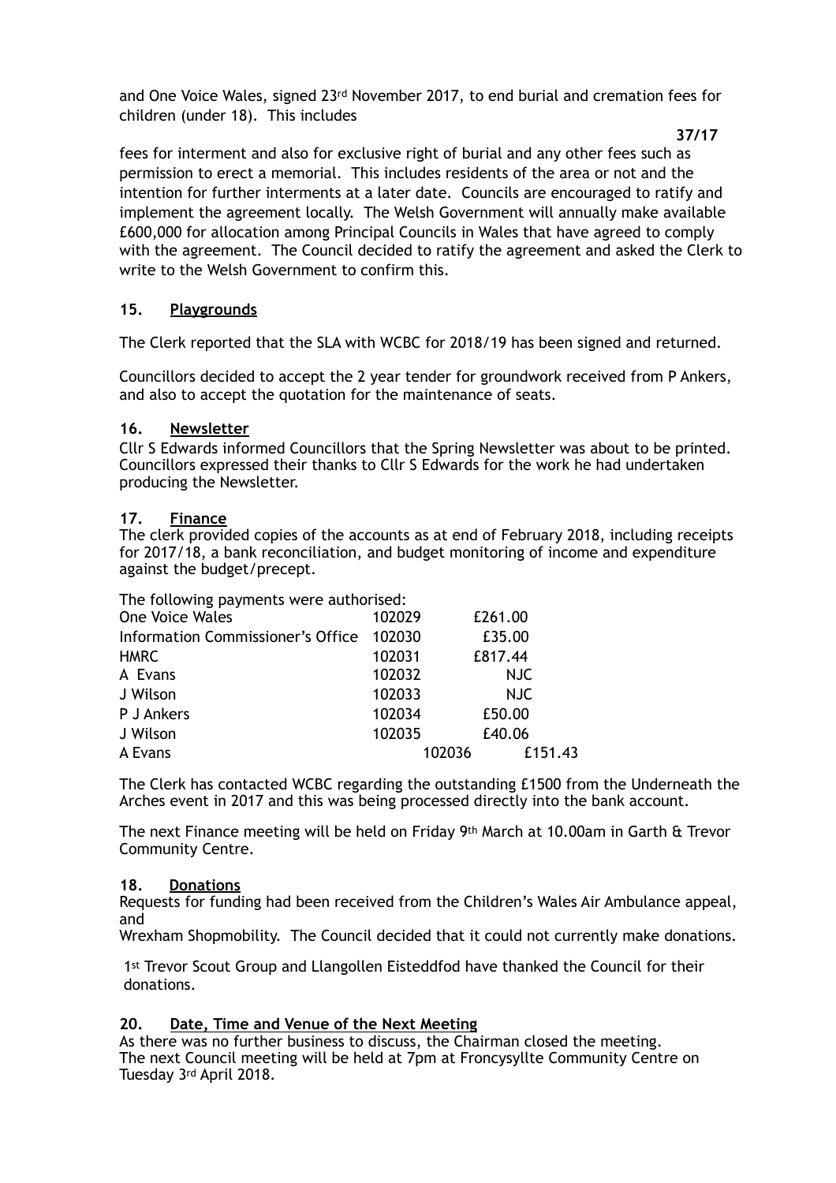and One Voice Wales, signed 23rd November 2017, to end burial and cremation fees for children (under 18). This includes

**37/17**

fees for interment and also for exclusive right of burial and any other fees such as permission to erect a memorial. This includes residents of the area or not and the intention for further interments at a later date. Councils are encouraged to ratify and implement the agreement locally. The Welsh Government will annually make available £600,000 for allocation among Principal Councils in Wales that have agreed to comply with the agreement. The Council decided to ratify the agreement and asked the Clerk to write to the Welsh Government to confirm this.

## 15. Playgrounds

The Clerk reported that the SLA with WCBC for 2018/19 has been signed and returned.

Councillors decided to accept the 2 year tender for groundwork received from P Ankers, and also to accept the quotation for the maintenance of seats.

## 16. Newsletter

Cllr S Edwards informed Councillors that the Spring Newsletter was about to be printed. Councillors expressed their thanks to Cllr S Edwards for the work he had undertaken producing the Newsletter.

## 17. Finance

The clerk provided copies of the accounts as at end of February 2018, including receipts for 2017/18, a bank reconciliation, and budget monitoring of income and expenditure against the budget/precept.

The following payments were authorised:

| | | |
|---|---|---|
| One Voice Wales | 102029 | £261.00 |
| Information Commissioner's Office | 102030 | £35.00 |
| HMRC | 102031 | £817.44 |
| A Evans | 102032 | NJC |
| J Wilson | 102033 | NJC |
| P J Ankers | 102034 | £50.00 |
| J Wilson | 102035 | £40.06 |
| A Evans | 102036 | £151.43 |

The Clerk has contacted WCBC regarding the outstanding £1500 from the Underneath the Arches event in 2017 and this was being processed directly into the bank account.

The next Finance meeting will be held on Friday 9th March at 10.00am in Garth & Trevor Community Centre.

## 18. Donations

Requests for funding had been received from the Children's Wales Air Ambulance appeal, and
Wrexham Shopmobility. The Council decided that it could not currently make donations.

1st Trevor Scout Group and Llangollen Eisteddfod have thanked the Council for their donations.

## 20. Date, Time and Venue of the Next Meeting

As there was no further business to discuss, the Chairman closed the meeting.
The next Council meeting will be held at 7pm at Froncysyllte Community Centre on Tuesday 3rd April 2018.